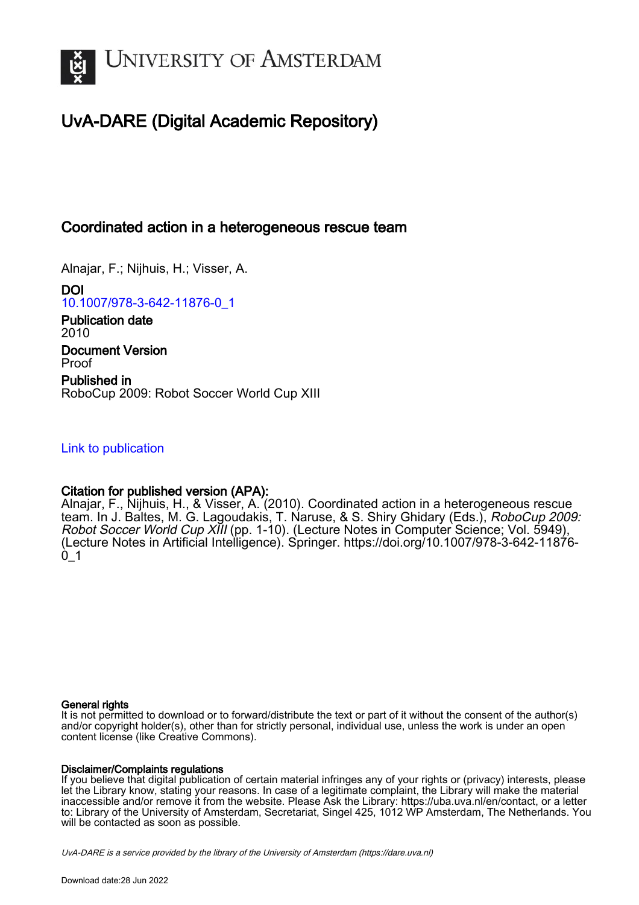# UvA-DARE (Digital Academic Repository)

## Coordinated action in a heterogeneous rescue team

Alnajar, F.; Nijhuis, H.; Visser, A.

**DOI**
10.1007/978-3-642-11876-0_1

**Publication date**
2010

**Document Version**
Proof

**Published in**
RoboCup 2009: Robot Soccer World Cup XIII

Link to publication

**Citation for published version (APA):**
Alnajar, F., Nijhuis, H., & Visser, A. (2010). Coordinated action in a heterogeneous rescue team. In J. Baltes, M. G. Lagoudakis, T. Naruse, & S. Shiry Ghidary (Eds.), *RoboCup 2009: Robot Soccer World Cup XIII* (pp. 1-10). (Lecture Notes in Computer Science; Vol. 5949), (Lecture Notes in Artificial Intelligence). Springer. https://doi.org/10.1007/978-3-642-11876-0_1

**General rights**
It is not permitted to download or to forward/distribute the text or part of it without the consent of the author(s) and/or copyright holder(s), other than for strictly personal, individual use, unless the work is under an open content license (like Creative Commons).

**Disclaimer/Complaints regulations**
If you believe that digital publication of certain material infringes any of your rights or (privacy) interests, please let the Library know, stating your reasons. In case of a legitimate complaint, the Library will make the material inaccessible and/or remove it from the website. Please Ask the Library: https://uba.uva.nl/en/contact, or a letter to: Library of the University of Amsterdam, Secretariat, Singel 425, 1012 WP Amsterdam, The Netherlands. You will be contacted as soon as possible.

*UvA-DARE is a service provided by the library of the University of Amsterdam (https://dare.uva.nl)*

Download date:28 Jun 2022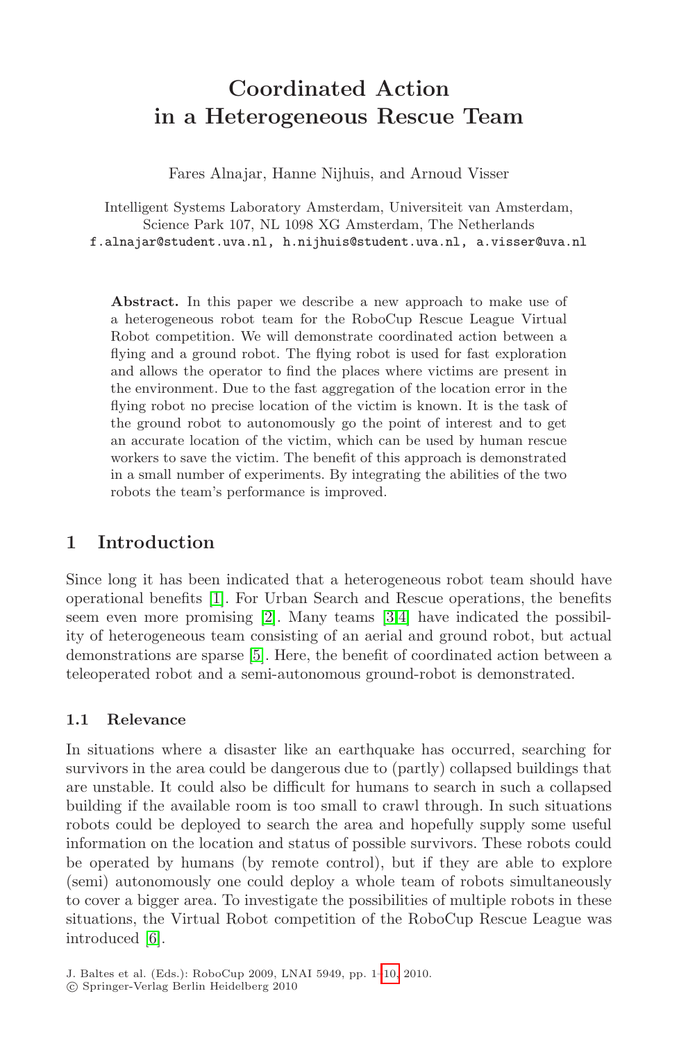# Coordinated Action in a Heterogeneous Rescue Team

Fares Alnajar, Hanne Nijhuis, and Arnoud Visser

Intelligent Systems Laboratory Amsterdam, Universiteit van Amsterdam,
Science Park 107, NL 1098 XG Amsterdam, The Netherlands
f.alnajar@student.uva.nl, h.nijhuis@student.uva.nl, a.visser@uva.nl

**Abstract.** In this paper we describe a new approach to make use of a heterogeneous robot team for the RoboCup Rescue League Virtual Robot competition. We will demonstrate coordinated action between a flying and a ground robot. The flying robot is used for fast exploration and allows the operator to find the places where victims are present in the environment. Due to the fast aggregation of the location error in the flying robot no precise location of the victim is known. It is the task of the ground robot to autonomously go the point of interest and to get an accurate location of the victim, which can be used by human rescue workers to save the victim. The benefit of this approach is demonstrated in a small number of experiments. By integrating the abilities of the two robots the team's performance is improved.

## 1 Introduction

Since long it has been indicated that a heterogeneous robot team should have operational benefits [1]. For Urban Search and Rescue operations, the benefits seem even more promising [2]. Many teams [3,4] have indicated the possibility of heterogeneous team consisting of an aerial and ground robot, but actual demonstrations are sparse [5]. Here, the benefit of coordinated action between a teleoperated robot and a semi-autonomous ground-robot is demonstrated.

### 1.1 Relevance

In situations where a disaster like an earthquake has occurred, searching for survivors in the area could be dangerous due to (partly) collapsed buildings that are unstable. It could also be difficult for humans to search in such a collapsed building if the available room is too small to crawl through. In such situations robots could be deployed to search the area and hopefully supply some useful information on the location and status of possible survivors. These robots could be operated by humans (by remote control), but if they are able to explore (semi) autonomously one could deploy a whole team of robots simultaneously to cover a bigger area. To investigate the possibilities of multiple robots in these situations, the Virtual Robot competition of the RoboCup Rescue League was introduced [6].

J. Baltes et al. (Eds.): RoboCup 2009, LNAI 5949, pp. 1–10, 2010.
© Springer-Verlag Berlin Heidelberg 2010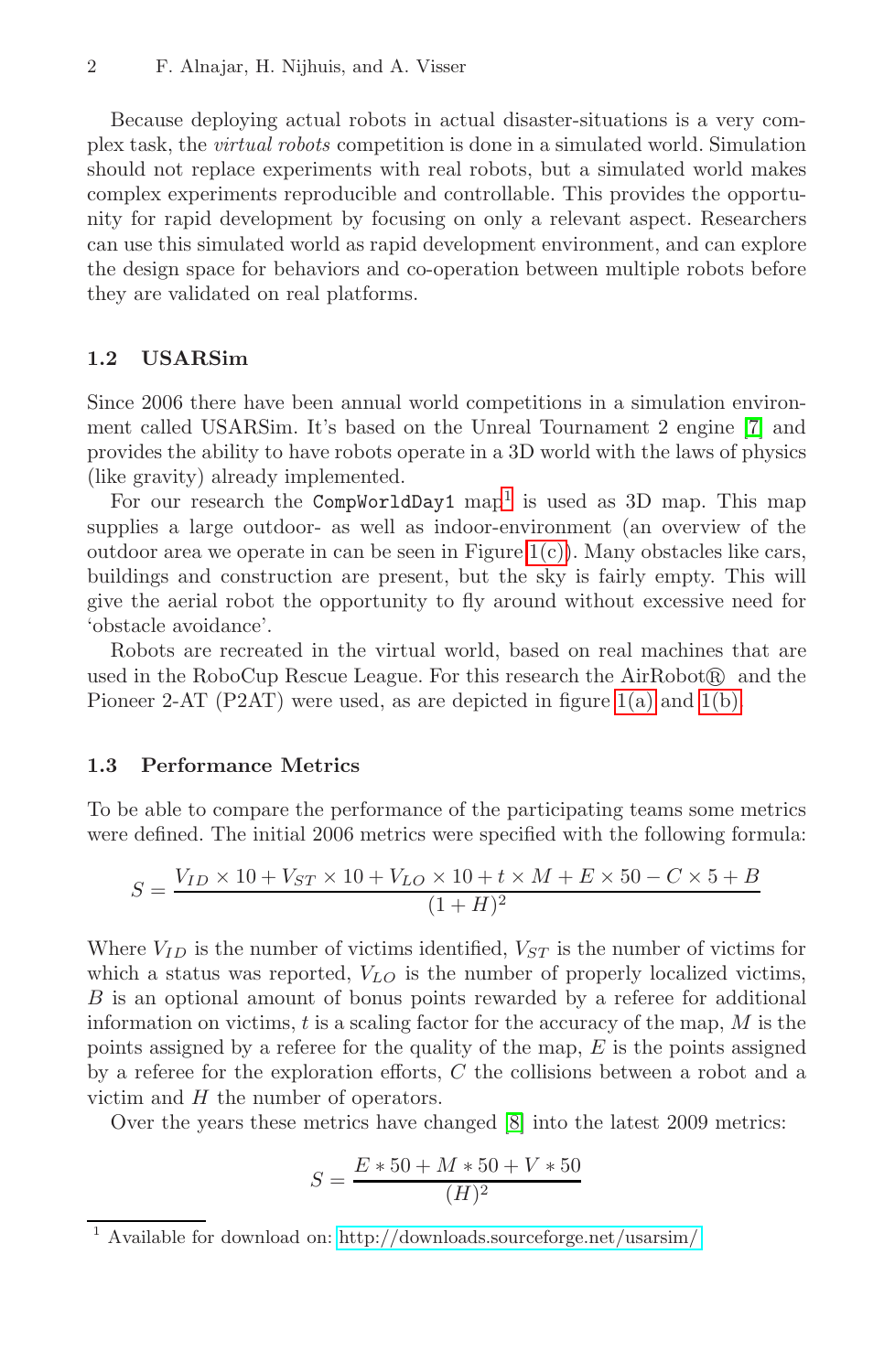Because deploying actual robots in actual disaster-situations is a very complex task, the *virtual robots* competition is done in a simulated world. Simulation should not replace experiments with real robots, but a simulated world makes complex experiments reproducible and controllable. This provides the opportunity for rapid development by focusing on only a relevant aspect. Researchers can use this simulated world as rapid development environment, and can explore the design space for behaviors and co-operation between multiple robots before they are validated on real platforms.

### 1.2 USARSim

Since 2006 there have been annual world competitions in a simulation environment called USARSim. It's based on the Unreal Tournament 2 engine [7] and provides the ability to have robots operate in a 3D world with the laws of physics (like gravity) already implemented.

For our research the `CompWorldDay1` map[1] is used as 3D map. This map supplies a large outdoor- as well as indoor-environment (an overview of the outdoor area we operate in can be seen in Figure 1(c)). Many obstacles like cars, buildings and construction are present, but the sky is fairly empty. This will give the aerial robot the opportunity to fly around without excessive need for 'obstacle avoidance'.

Robots are recreated in the virtual world, based on real machines that are used in the RoboCup Rescue League. For this research the AirRobot® and the Pioneer 2-AT (P2AT) were used, as are depicted in figure 1(a) and 1(b).

### 1.3 Performance Metrics

To be able to compare the performance of the participating teams some metrics were defined. The initial 2006 metrics were specified with the following formula:

$$S = \frac{V_{ID} \times 10 + V_{ST} \times 10 + V_{LO} \times 10 + t \times M + E \times 50 - C \times 5 + B}{(1+H)^2}$$

Where $V_{ID}$ is the number of victims identified, $V_{ST}$ is the number of victims for which a status was reported, $V_{LO}$ is the number of properly localized victims, $B$ is an optional amount of bonus points rewarded by a referee for additional information on victims, $t$ is a scaling factor for the accuracy of the map, $M$ is the points assigned by a referee for the quality of the map, $E$ is the points assigned by a referee for the exploration efforts, $C$ the collisions between a robot and a victim and $H$ the number of operators.

Over the years these metrics have changed [8] into the latest 2009 metrics:

$$S = \frac{E * 50 + M * 50 + V * 50}{(H)^2}$$

[1] Available for download on: http://downloads.sourceforge.net/usarsim/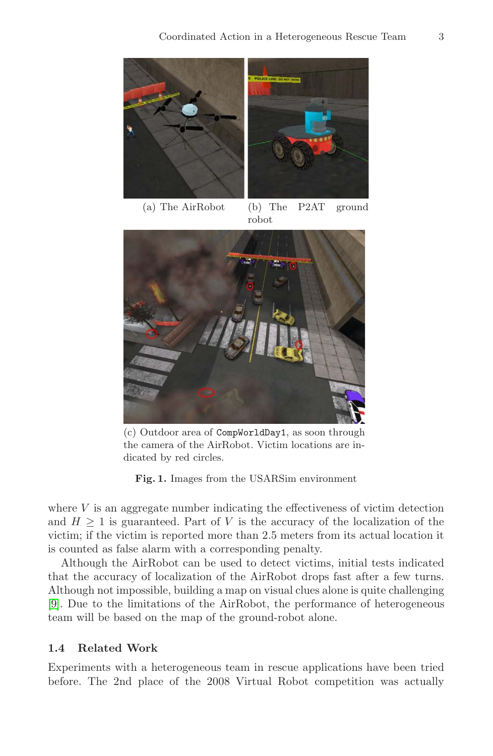(a) The AirRobot

(b) The P2AT ground robot

(c) Outdoor area of `CompWorldDay1`, as soon through the camera of the AirRobot. Victim locations are indicated by red circles.

**Fig. 1.** Images from the USARSim environment

where $V$ is an aggregate number indicating the effectiveness of victim detection and $H \geq 1$ is guaranteed. Part of $V$ is the accuracy of the localization of the victim; if the victim is reported more than 2.5 meters from its actual location it is counted as false alarm with a corresponding penalty.

Although the AirRobot can be used to detect victims, initial tests indicated that the accuracy of localization of the AirRobot drops fast after a few turns. Although not impossible, building a map on visual clues alone is quite challenging [9]. Due to the limitations of the AirRobot, the performance of heterogeneous team will be based on the map of the ground-robot alone.

### 1.4 Related Work

Experiments with a heterogeneous team in rescue applications have been tried before. The 2nd place of the 2008 Virtual Robot competition was actually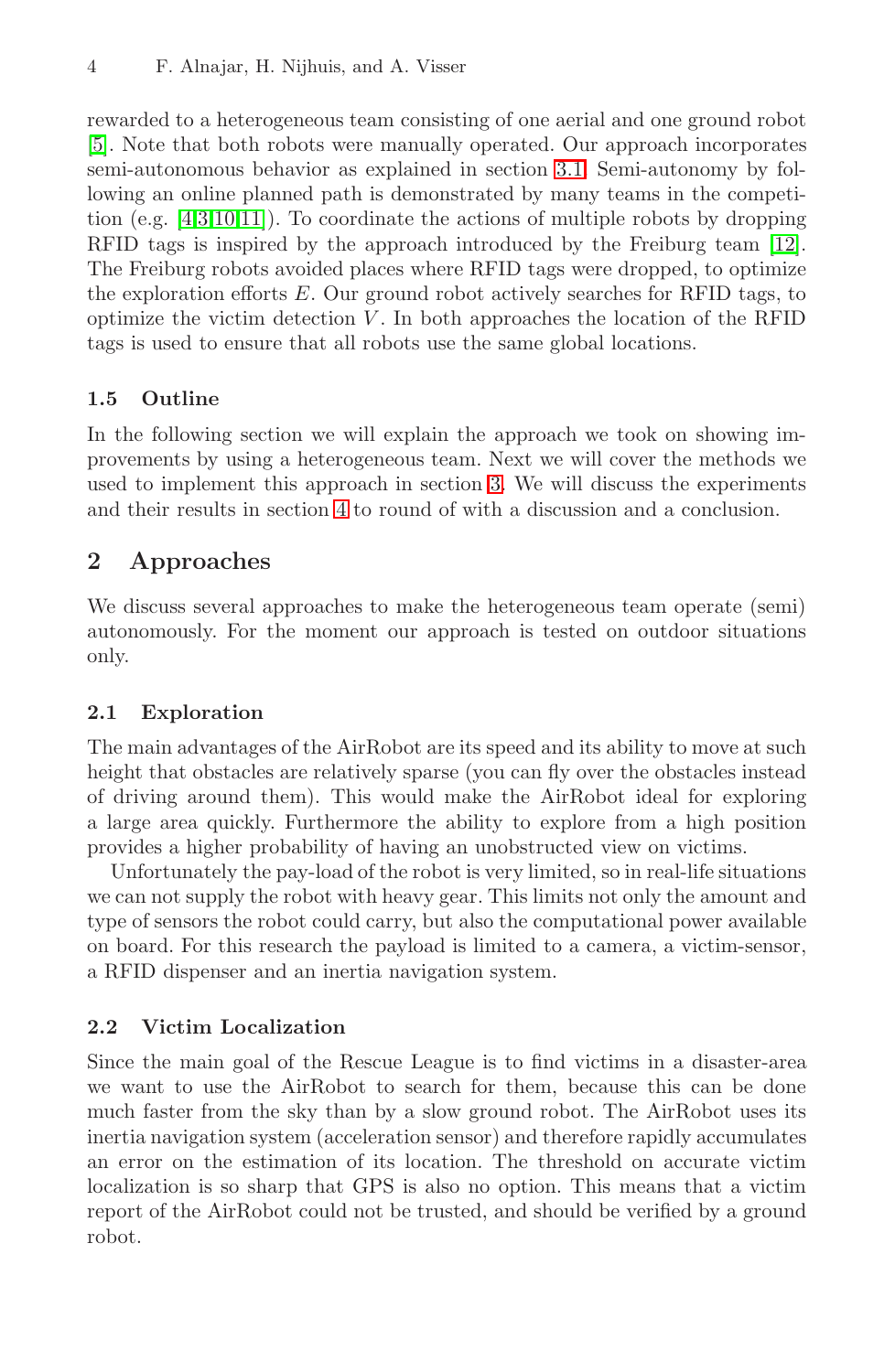rewarded to a heterogeneous team consisting of one aerial and one ground robot [5]. Note that both robots were manually operated. Our approach incorporates semi-autonomous behavior as explained in section 3.1. Semi-autonomy by following an online planned path is demonstrated by many teams in the competition (e.g. [4,3,10,11]). To coordinate the actions of multiple robots by dropping RFID tags is inspired by the approach introduced by the Freiburg team [12]. The Freiburg robots avoided places where RFID tags were dropped, to optimize the exploration efforts $E$. Our ground robot actively searches for RFID tags, to optimize the victim detection $V$. In both approaches the location of the RFID tags is used to ensure that all robots use the same global locations.

### 1.5 Outline

In the following section we will explain the approach we took on showing improvements by using a heterogeneous team. Next we will cover the methods we used to implement this approach in section 3. We will discuss the experiments and their results in section 4 to round of with a discussion and a conclusion.

## 2 Approaches

We discuss several approaches to make the heterogeneous team operate (semi) autonomously. For the moment our approach is tested on outdoor situations only.

### 2.1 Exploration

The main advantages of the AirRobot are its speed and its ability to move at such height that obstacles are relatively sparse (you can fly over the obstacles instead of driving around them). This would make the AirRobot ideal for exploring a large area quickly. Furthermore the ability to explore from a high position provides a higher probability of having an unobstructed view on victims.

Unfortunately the pay-load of the robot is very limited, so in real-life situations we can not supply the robot with heavy gear. This limits not only the amount and type of sensors the robot could carry, but also the computational power available on board. For this research the payload is limited to a camera, a victim-sensor, a RFID dispenser and an inertia navigation system.

### 2.2 Victim Localization

Since the main goal of the Rescue League is to find victims in a disaster-area we want to use the AirRobot to search for them, because this can be done much faster from the sky than by a slow ground robot. The AirRobot uses its inertia navigation system (acceleration sensor) and therefore rapidly accumulates an error on the estimation of its location. The threshold on accurate victim localization is so sharp that GPS is also no option. This means that a victim report of the AirRobot could not be trusted, and should be verified by a ground robot.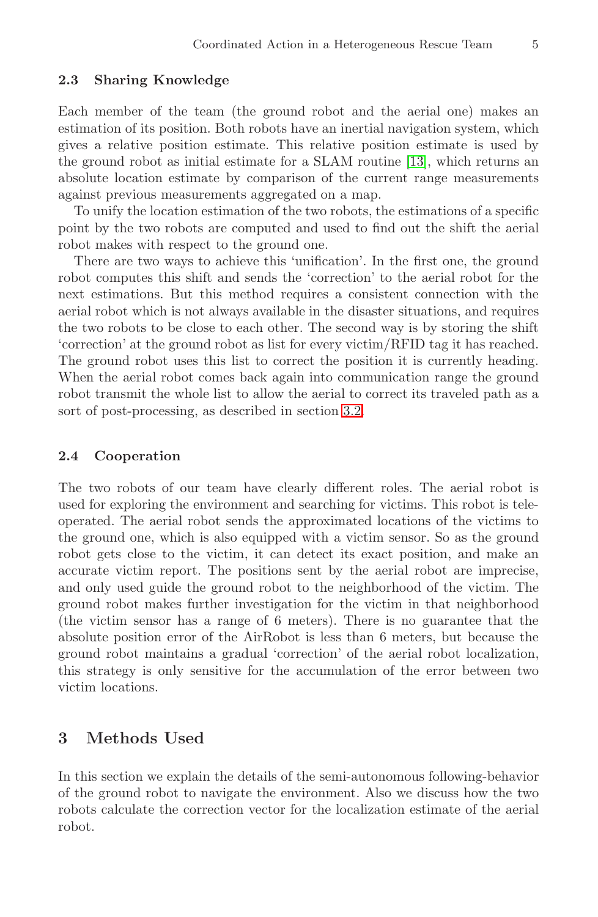### 2.3 Sharing Knowledge

Each member of the team (the ground robot and the aerial one) makes an estimation of its position. Both robots have an inertial navigation system, which gives a relative position estimate. This relative position estimate is used by the ground robot as initial estimate for a SLAM routine [13], which returns an absolute location estimate by comparison of the current range measurements against previous measurements aggregated on a map.

To unify the location estimation of the two robots, the estimations of a specific point by the two robots are computed and used to find out the shift the aerial robot makes with respect to the ground one.

There are two ways to achieve this 'unification'. In the first one, the ground robot computes this shift and sends the 'correction' to the aerial robot for the next estimations. But this method requires a consistent connection with the aerial robot which is not always available in the disaster situations, and requires the two robots to be close to each other. The second way is by storing the shift 'correction' at the ground robot as list for every victim/RFID tag it has reached. The ground robot uses this list to correct the position it is currently heading. When the aerial robot comes back again into communication range the ground robot transmit the whole list to allow the aerial to correct its traveled path as a sort of post-processing, as described in section 3.2.

### 2.4 Cooperation

The two robots of our team have clearly different roles. The aerial robot is used for exploring the environment and searching for victims. This robot is teleoperated. The aerial robot sends the approximated locations of the victims to the ground one, which is also equipped with a victim sensor. So as the ground robot gets close to the victim, it can detect its exact position, and make an accurate victim report. The positions sent by the aerial robot are imprecise, and only used guide the ground robot to the neighborhood of the victim. The ground robot makes further investigation for the victim in that neighborhood (the victim sensor has a range of 6 meters). There is no guarantee that the absolute position error of the AirRobot is less than 6 meters, but because the ground robot maintains a gradual 'correction' of the aerial robot localization, this strategy is only sensitive for the accumulation of the error between two victim locations.

## 3 Methods Used

In this section we explain the details of the semi-autonomous following-behavior of the ground robot to navigate the environment. Also we discuss how the two robots calculate the correction vector for the localization estimate of the aerial robot.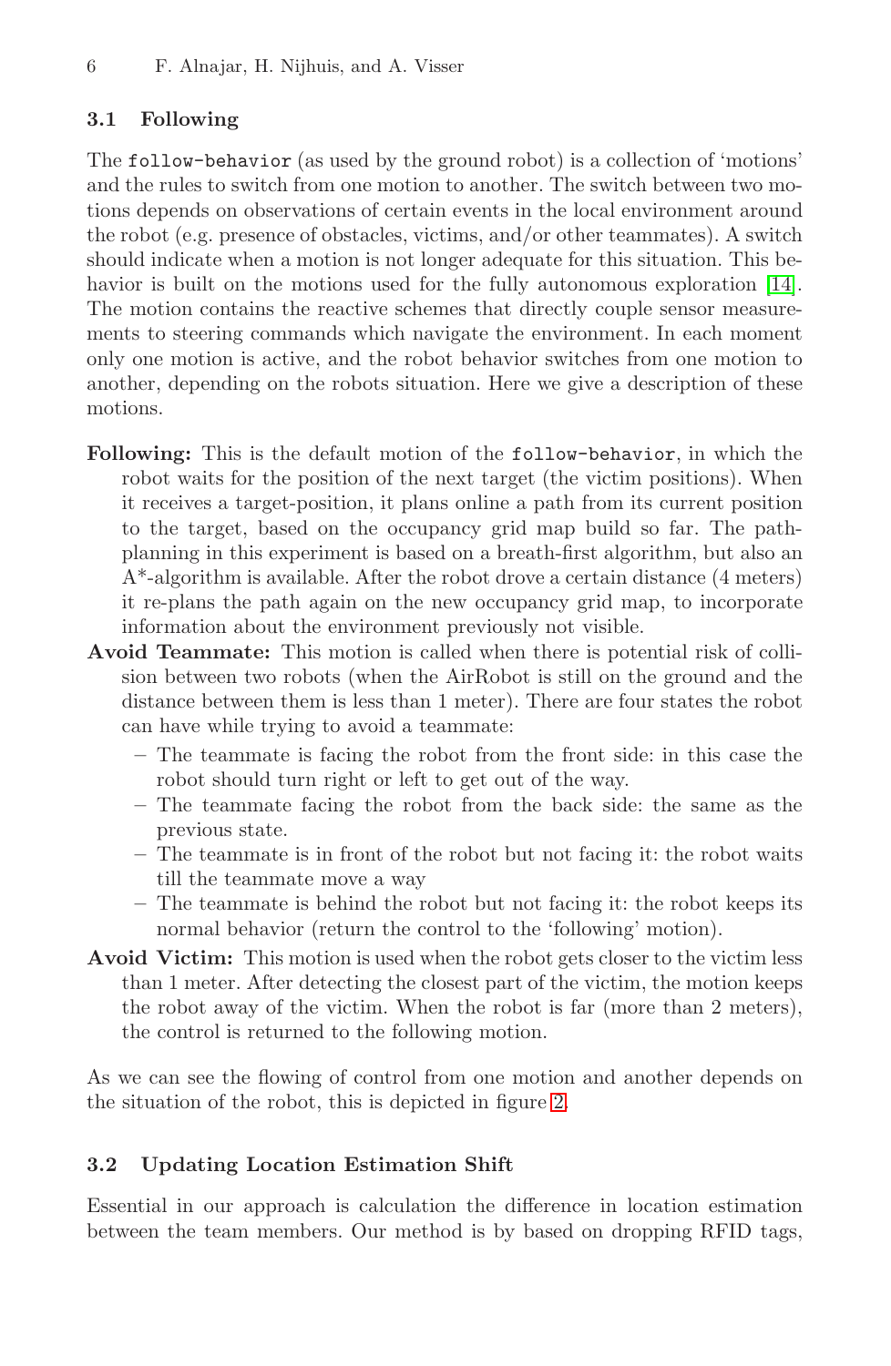### 3.1 Following

The `follow-behavior` (as used by the ground robot) is a collection of 'motions' and the rules to switch from one motion to another. The switch between two motions depends on observations of certain events in the local environment around the robot (e.g. presence of obstacles, victims, and/or other teammates). A switch should indicate when a motion is not longer adequate for this situation. This behavior is built on the motions used for the fully autonomous exploration [14]. The motion contains the reactive schemes that directly couple sensor measurements to steering commands which navigate the environment. In each moment only one motion is active, and the robot behavior switches from one motion to another, depending on the robots situation. Here we give a description of these motions.

**Following:** This is the default motion of the `follow-behavior`, in which the robot waits for the position of the next target (the victim positions). When it receives a target-position, it plans online a path from its current position to the target, based on the occupancy grid map build so far. The path-planning in this experiment is based on a breath-first algorithm, but also an A*-algorithm is available. After the robot drove a certain distance (4 meters) it re-plans the path again on the new occupancy grid map, to incorporate information about the environment previously not visible.

**Avoid Teammate:** This motion is called when there is potential risk of collision between two robots (when the AirRobot is still on the ground and the distance between them is less than 1 meter). There are four states the robot can have while trying to avoid a teammate:

- The teammate is facing the robot from the front side: in this case the robot should turn right or left to get out of the way.
- The teammate facing the robot from the back side: the same as the previous state.
- The teammate is in front of the robot but not facing it: the robot waits till the teammate move a way
- The teammate is behind the robot but not facing it: the robot keeps its normal behavior (return the control to the 'following' motion).

**Avoid Victim:** This motion is used when the robot gets closer to the victim less than 1 meter. After detecting the closest part of the victim, the motion keeps the robot away of the victim. When the robot is far (more than 2 meters), the control is returned to the following motion.

As we can see the flowing of control from one motion and another depends on the situation of the robot, this is depicted in figure 2.

### 3.2 Updating Location Estimation Shift

Essential in our approach is calculation the difference in location estimation between the team members. Our method is by based on dropping RFID tags,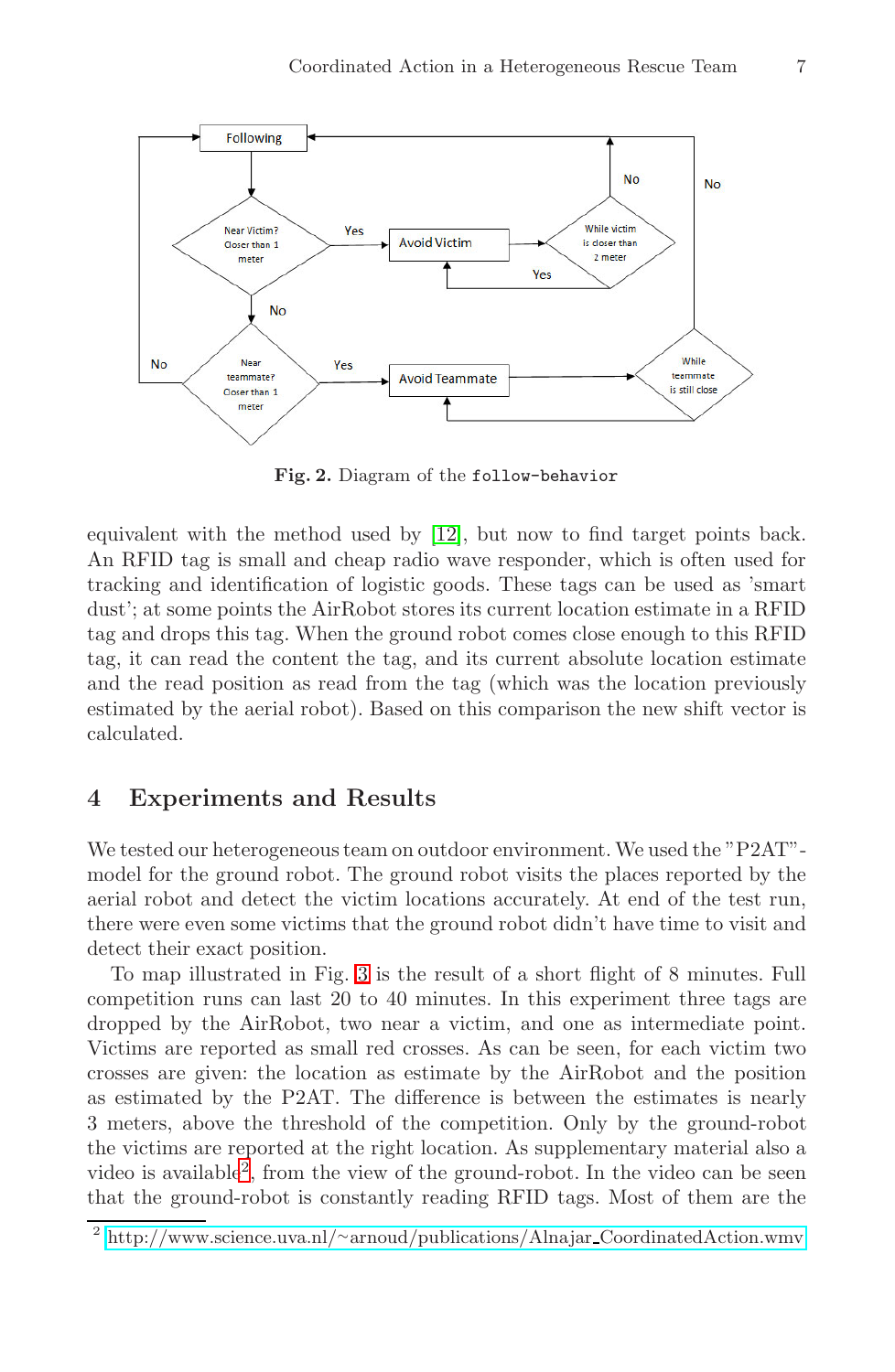Following

Near Victim? Closer than 1 meter

Yes

Avoid Victim

While victim is closer than 2 meter

No

Yes

No

No

Near teammate? Closer than 1 meter

Yes

Avoid Teammate

While teammate is still close

No

**Fig. 2.** Diagram of the `follow-behavior`

equivalent with the method used by [12], but now to find target points back. An RFID tag is small and cheap radio wave responder, which is often used for tracking and identification of logistic goods. These tags can be used as 'smart dust'; at some points the AirRobot stores its current location estimate in a RFID tag and drops this tag. When the ground robot comes close enough to this RFID tag, it can read the content the tag, and its current absolute location estimate and the read position as read from the tag (which was the location previously estimated by the aerial robot). Based on this comparison the new shift vector is calculated.

## 4 Experiments and Results

We tested our heterogeneous team on outdoor environment. We used the "P2AT"-model for the ground robot. The ground robot visits the places reported by the aerial robot and detect the victim locations accurately. At end of the test run, there were even some victims that the ground robot didn't have time to visit and detect their exact position.

To map illustrated in Fig. 3 is the result of a short flight of 8 minutes. Full competition runs can last 20 to 40 minutes. In this experiment three tags are dropped by the AirRobot, two near a victim, and one as intermediate point. Victims are reported as small red crosses. As can be seen, for each victim two crosses are given: the location as estimate by the AirRobot and the position as estimated by the P2AT. The difference is between the estimates is nearly 3 meters, above the threshold of the competition. Only by the ground-robot the victims are reported at the right location. As supplementary material also a video is available[2], from the view of the ground-robot. In the video can be seen that the ground-robot is constantly reading RFID tags. Most of them are the

[2] http://www.science.uva.nl/~arnoud/publications/Alnajar_CoordinatedAction.wmv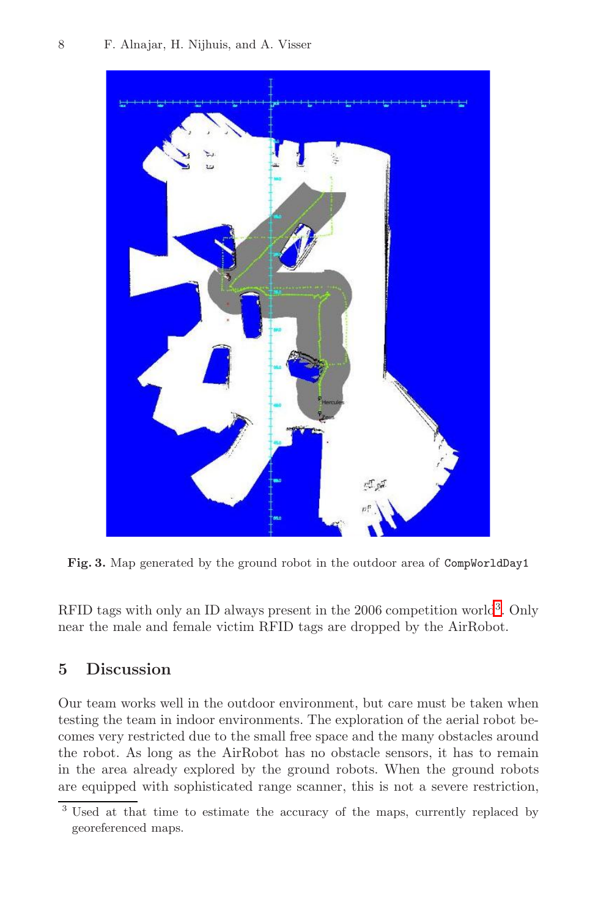Fig. 3. Map generated by the ground robot in the outdoor area of `CompWorldDay1`

RFID tags with only an ID always present in the 2006 competition world[3]. Only near the male and female victim RFID tags are dropped by the AirRobot.

## 5 Discussion

Our team works well in the outdoor environment, but care must be taken when testing the team in indoor environments. The exploration of the aerial robot becomes very restricted due to the small free space and the many obstacles around the robot. As long as the AirRobot has no obstacle sensors, it has to remain in the area already explored by the ground robots. When the ground robots are equipped with sophisticated range scanner, this is not a severe restriction,

[3] Used at that time to estimate the accuracy of the maps, currently replaced by georeferenced maps.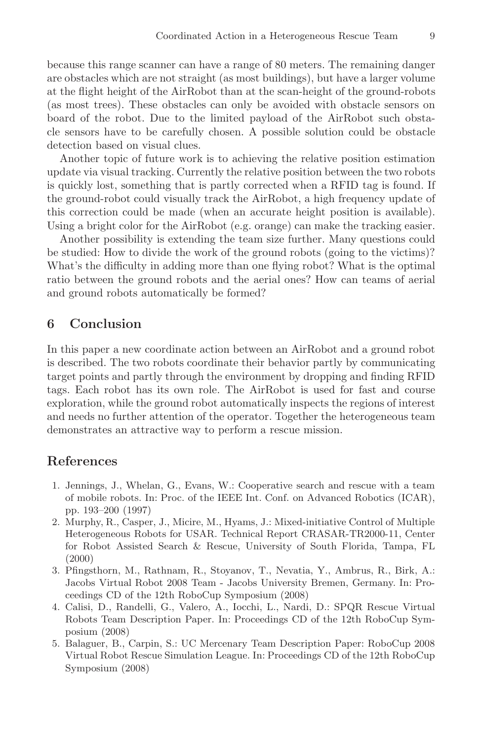because this range scanner can have a range of 80 meters. The remaining danger are obstacles which are not straight (as most buildings), but have a larger volume at the flight height of the AirRobot than at the scan-height of the ground-robots (as most trees). These obstacles can only be avoided with obstacle sensors on board of the robot. Due to the limited payload of the AirRobot such obstacle sensors have to be carefully chosen. A possible solution could be obstacle detection based on visual clues.

Another topic of future work is to achieving the relative position estimation update via visual tracking. Currently the relative position between the two robots is quickly lost, something that is partly corrected when a RFID tag is found. If the ground-robot could visually track the AirRobot, a high frequency update of this correction could be made (when an accurate height position is available). Using a bright color for the AirRobot (e.g. orange) can make the tracking easier.

Another possibility is extending the team size further. Many questions could be studied: How to divide the work of the ground robots (going to the victims)? What's the difficulty in adding more than one flying robot? What is the optimal ratio between the ground robots and the aerial ones? How can teams of aerial and ground robots automatically be formed?

## 6 Conclusion

In this paper a new coordinate action between an AirRobot and a ground robot is described. The two robots coordinate their behavior partly by communicating target points and partly through the environment by dropping and finding RFID tags. Each robot has its own role. The AirRobot is used for fast and course exploration, while the ground robot automatically inspects the regions of interest and needs no further attention of the operator. Together the heterogeneous team demonstrates an attractive way to perform a rescue mission.

## References

1. Jennings, J., Whelan, G., Evans, W.: Cooperative search and rescue with a team of mobile robots. In: Proc. of the IEEE Int. Conf. on Advanced Robotics (ICAR), pp. 193–200 (1997)
2. Murphy, R., Casper, J., Micire, M., Hyams, J.: Mixed-initiative Control of Multiple Heterogeneous Robots for USAR. Technical Report CRASAR-TR2000-11, Center for Robot Assisted Search & Rescue, University of South Florida, Tampa, FL (2000)
3. Pfingsthorn, M., Rathnam, R., Stoyanov, T., Nevatia, Y., Ambrus, R., Birk, A.: Jacobs Virtual Robot 2008 Team - Jacobs University Bremen, Germany. In: Proceedings CD of the 12th RoboCup Symposium (2008)
4. Calisi, D., Randelli, G., Valero, A., Iocchi, L., Nardi, D.: SPQR Rescue Virtual Robots Team Description Paper. In: Proceedings CD of the 12th RoboCup Symposium (2008)
5. Balaguer, B., Carpin, S.: UC Mercenary Team Description Paper: RoboCup 2008 Virtual Robot Rescue Simulation League. In: Proceedings CD of the 12th RoboCup Symposium (2008)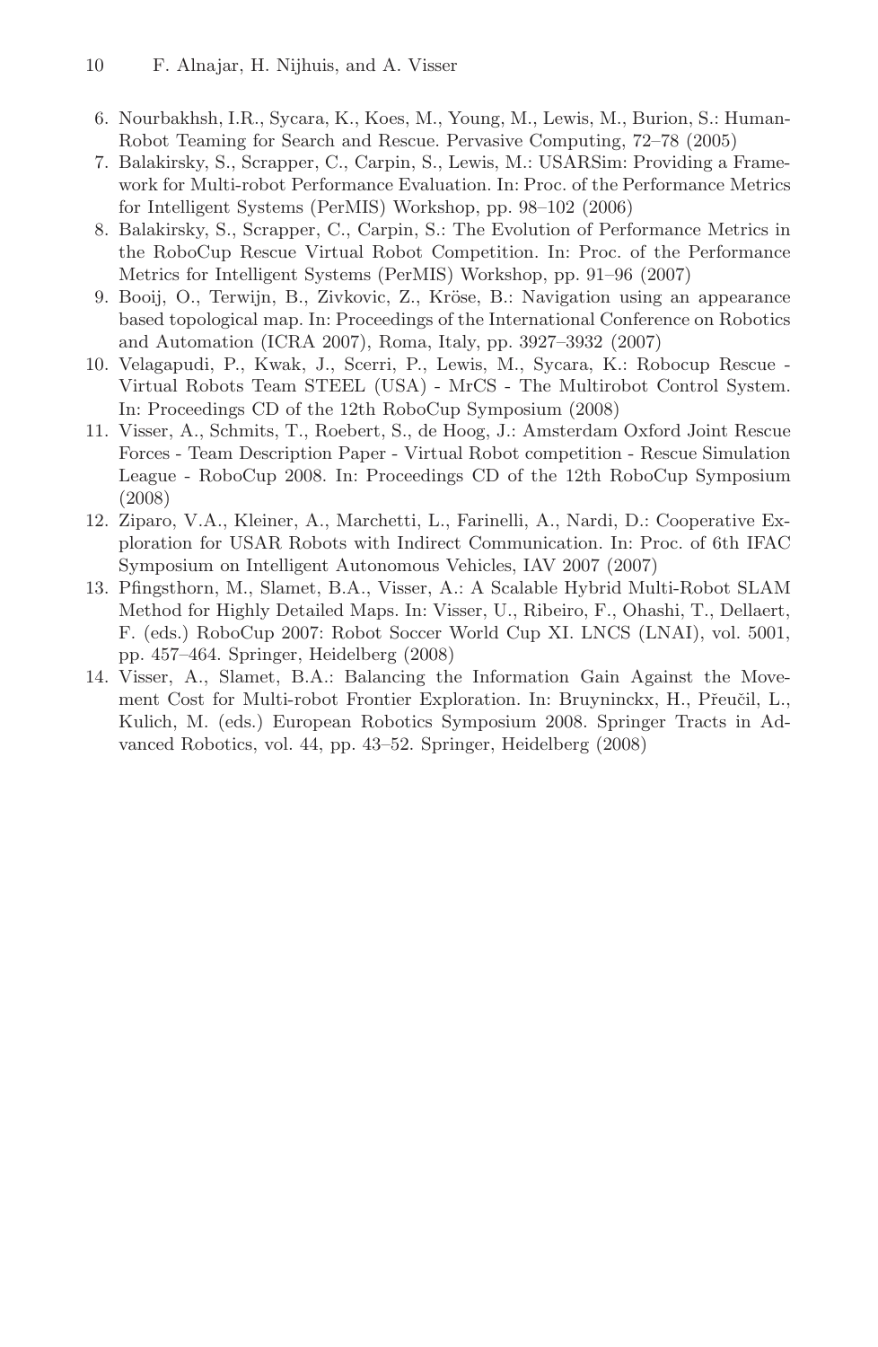6. Nourbakhsh, I.R., Sycara, K., Koes, M., Young, M., Lewis, M., Burion, S.: Human-Robot Teaming for Search and Rescue. Pervasive Computing, 72–78 (2005)
7. Balakirsky, S., Scrapper, C., Carpin, S., Lewis, M.: USARSim: Providing a Framework for Multi-robot Performance Evaluation. In: Proc. of the Performance Metrics for Intelligent Systems (PerMIS) Workshop, pp. 98–102 (2006)
8. Balakirsky, S., Scrapper, C., Carpin, S.: The Evolution of Performance Metrics in the RoboCup Rescue Virtual Robot Competition. In: Proc. of the Performance Metrics for Intelligent Systems (PerMIS) Workshop, pp. 91–96 (2007)
9. Booij, O., Terwijn, B., Zivkovic, Z., Kröse, B.: Navigation using an appearance based topological map. In: Proceedings of the International Conference on Robotics and Automation (ICRA 2007), Roma, Italy, pp. 3927–3932 (2007)
10. Velagapudi, P., Kwak, J., Scerri, P., Lewis, M., Sycara, K.: Robocup Rescue - Virtual Robots Team STEEL (USA) - MrCS - The Multirobot Control System. In: Proceedings CD of the 12th RoboCup Symposium (2008)
11. Visser, A., Schmits, T., Roebert, S., de Hoog, J.: Amsterdam Oxford Joint Rescue Forces - Team Description Paper - Virtual Robot competition - Rescue Simulation League - RoboCup 2008. In: Proceedings CD of the 12th RoboCup Symposium (2008)
12. Ziparo, V.A., Kleiner, A., Marchetti, L., Farinelli, A., Nardi, D.: Cooperative Exploration for USAR Robots with Indirect Communication. In: Proc. of 6th IFAC Symposium on Intelligent Autonomous Vehicles, IAV 2007 (2007)
13. Pfingsthorn, M., Slamet, B.A., Visser, A.: A Scalable Hybrid Multi-Robot SLAM Method for Highly Detailed Maps. In: Visser, U., Ribeiro, F., Ohashi, T., Dellaert, F. (eds.) RoboCup 2007: Robot Soccer World Cup XI. LNCS (LNAI), vol. 5001, pp. 457–464. Springer, Heidelberg (2008)
14. Visser, A., Slamet, B.A.: Balancing the Information Gain Against the Movement Cost for Multi-robot Frontier Exploration. In: Bruyninckx, H., Přeučil, L., Kulich, M. (eds.) European Robotics Symposium 2008. Springer Tracts in Advanced Robotics, vol. 44, pp. 43–52. Springer, Heidelberg (2008)